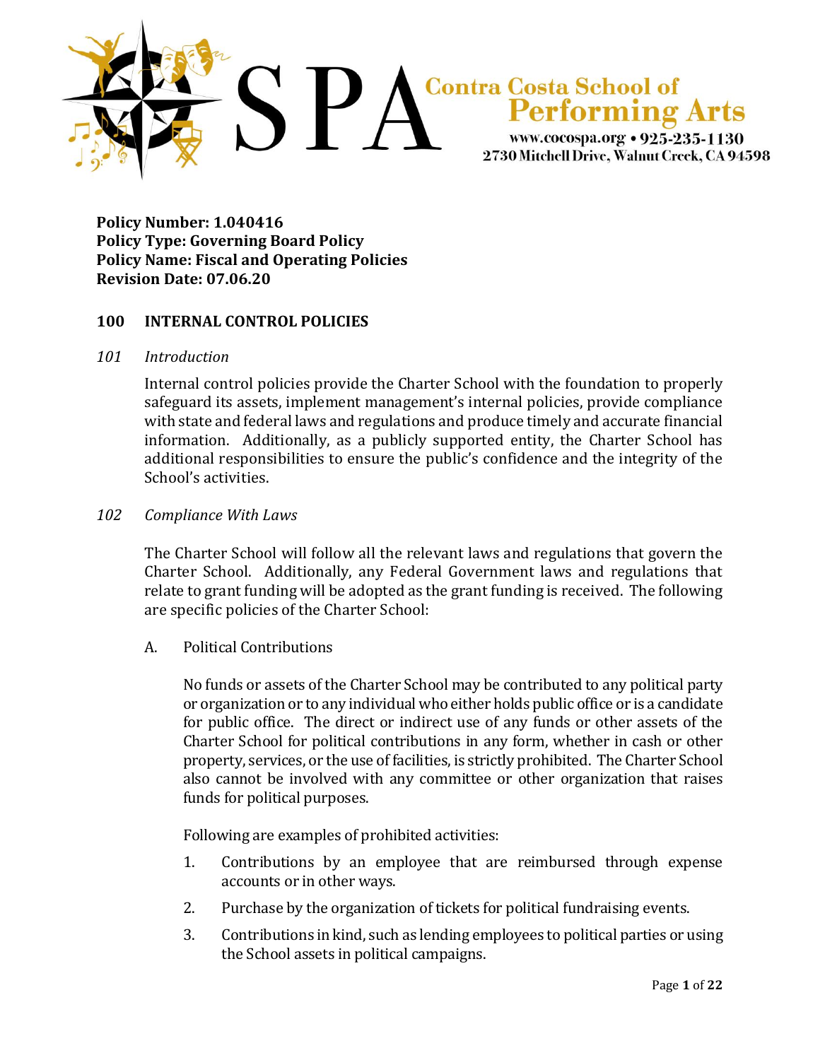SPA Contra Costa School of Performing Arts

www.cocospa.org • 925-235-1130
2730 Mitchell Drive, Walnut Creek, CA 94598

**Policy Number: 1.040416**
**Policy Type: Governing Board Policy**
**Policy Name: Fiscal and Operating Policies**
**Revision Date: 07.06.20**

## 100 INTERNAL CONTROL POLICIES

### *101 Introduction*

Internal control policies provide the Charter School with the foundation to properly safeguard its assets, implement management's internal policies, provide compliance with state and federal laws and regulations and produce timely and accurate financial information. Additionally, as a publicly supported entity, the Charter School has additional responsibilities to ensure the public's confidence and the integrity of the School's activities.

### *102 Compliance With Laws*

The Charter School will follow all the relevant laws and regulations that govern the Charter School. Additionally, any Federal Government laws and regulations that relate to grant funding will be adopted as the grant funding is received. The following are specific policies of the Charter School:

A. Political Contributions

No funds or assets of the Charter School may be contributed to any political party or organization or to any individual who either holds public office or is a candidate for public office. The direct or indirect use of any funds or other assets of the Charter School for political contributions in any form, whether in cash or other property, services, or the use of facilities, is strictly prohibited. The Charter School also cannot be involved with any committee or other organization that raises funds for political purposes.

Following are examples of prohibited activities:

1. Contributions by an employee that are reimbursed through expense accounts or in other ways.
2. Purchase by the organization of tickets for political fundraising events.
3. Contributions in kind, such as lending employees to political parties or using the School assets in political campaigns.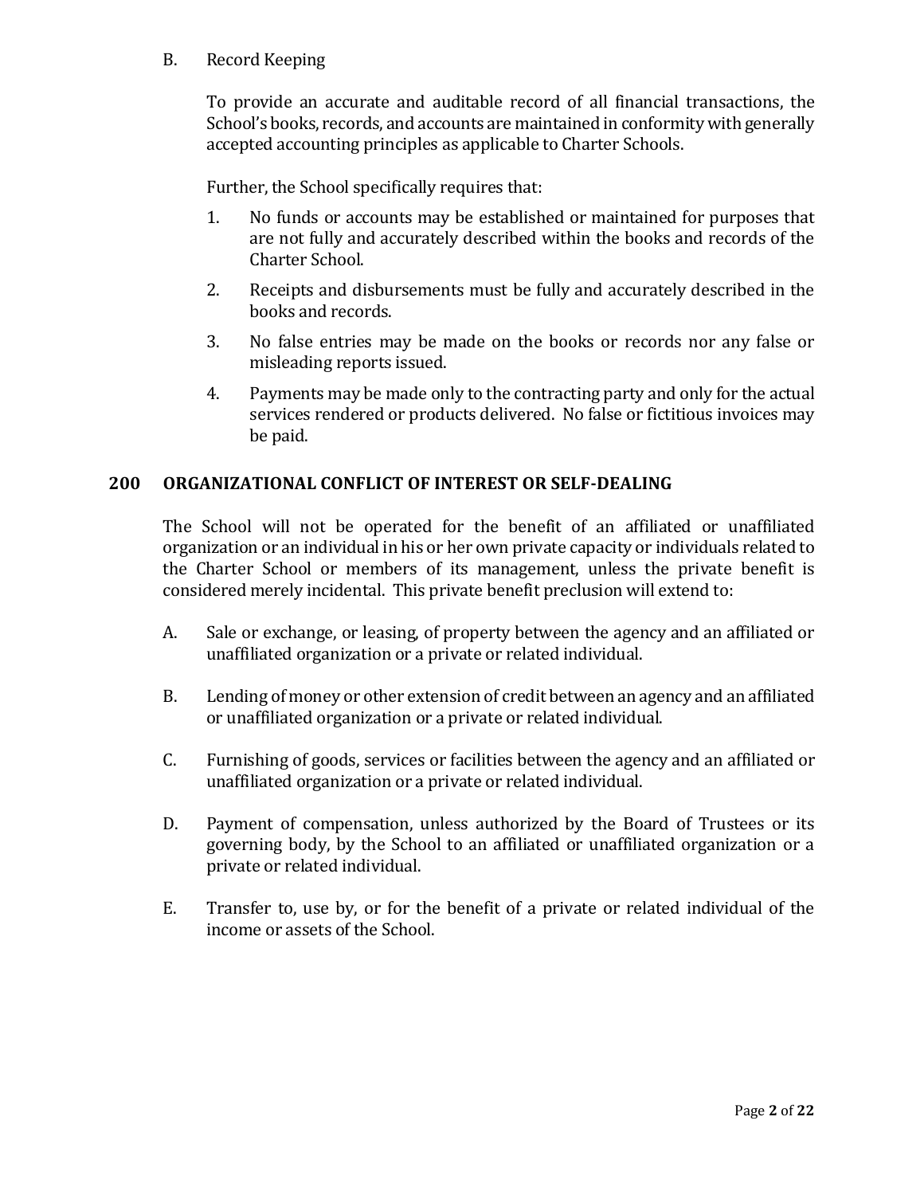B. Record Keeping

To provide an accurate and auditable record of all financial transactions, the School's books, records, and accounts are maintained in conformity with generally accepted accounting principles as applicable to Charter Schools.

Further, the School specifically requires that:

1. No funds or accounts may be established or maintained for purposes that are not fully and accurately described within the books and records of the Charter School.
2. Receipts and disbursements must be fully and accurately described in the books and records.
3. No false entries may be made on the books or records nor any false or misleading reports issued.
4. Payments may be made only to the contracting party and only for the actual services rendered or products delivered. No false or fictitious invoices may be paid.

## 200 ORGANIZATIONAL CONFLICT OF INTEREST OR SELF-DEALING

The School will not be operated for the benefit of an affiliated or unaffiliated organization or an individual in his or her own private capacity or individuals related to the Charter School or members of its management, unless the private benefit is considered merely incidental. This private benefit preclusion will extend to:

A. Sale or exchange, or leasing, of property between the agency and an affiliated or unaffiliated organization or a private or related individual.

B. Lending of money or other extension of credit between an agency and an affiliated or unaffiliated organization or a private or related individual.

C. Furnishing of goods, services or facilities between the agency and an affiliated or unaffiliated organization or a private or related individual.

D. Payment of compensation, unless authorized by the Board of Trustees or its governing body, by the School to an affiliated or unaffiliated organization or a private or related individual.

E. Transfer to, use by, or for the benefit of a private or related individual of the income or assets of the School.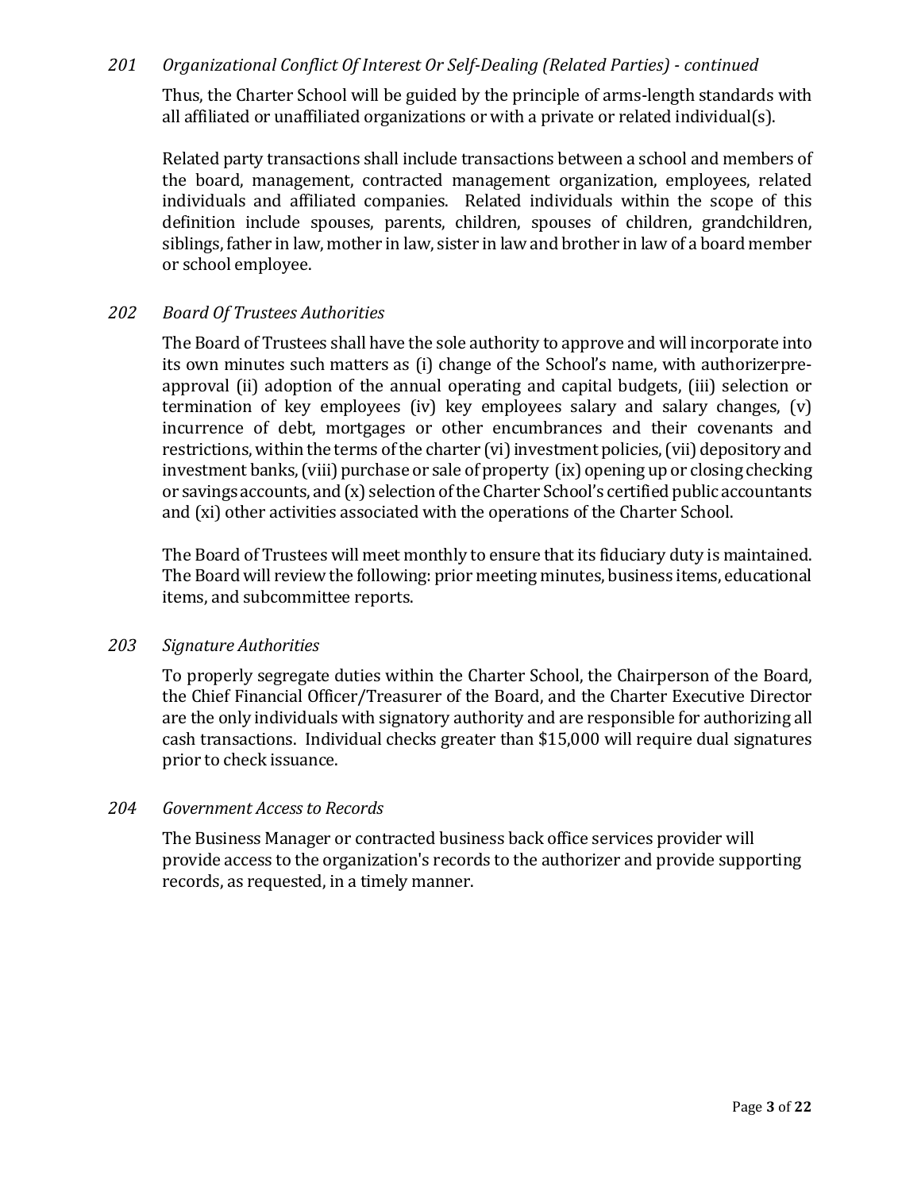### *201 Organizational Conflict Of Interest Or Self-Dealing (Related Parties) - continued*

Thus, the Charter School will be guided by the principle of arms-length standards with all affiliated or unaffiliated organizations or with a private or related individual(s).

Related party transactions shall include transactions between a school and members of the board, management, contracted management organization, employees, related individuals and affiliated companies. Related individuals within the scope of this definition include spouses, parents, children, spouses of children, grandchildren, siblings, father in law, mother in law, sister in law and brother in law of a board member or school employee.

### *202 Board Of Trustees Authorities*

The Board of Trustees shall have the sole authority to approve and will incorporate into its own minutes such matters as (i) change of the School's name, with authorizerpre-approval (ii) adoption of the annual operating and capital budgets, (iii) selection or termination of key employees (iv) key employees salary and salary changes, (v) incurrence of debt, mortgages or other encumbrances and their covenants and restrictions, within the terms of the charter (vi) investment policies, (vii) depository and investment banks, (viii) purchase or sale of property (ix) opening up or closing checking or savings accounts, and (x) selection of the Charter School's certified public accountants and (xi) other activities associated with the operations of the Charter School.

The Board of Trustees will meet monthly to ensure that its fiduciary duty is maintained. The Board will review the following: prior meeting minutes, business items, educational items, and subcommittee reports.

### *203 Signature Authorities*

To properly segregate duties within the Charter School, the Chairperson of the Board, the Chief Financial Officer/Treasurer of the Board, and the Charter Executive Director are the only individuals with signatory authority and are responsible for authorizing all cash transactions. Individual checks greater than $15,000 will require dual signatures prior to check issuance.

### *204 Government Access to Records*

The Business Manager or contracted business back office services provider will provide access to the organization's records to the authorizer and provide supporting records, as requested, in a timely manner.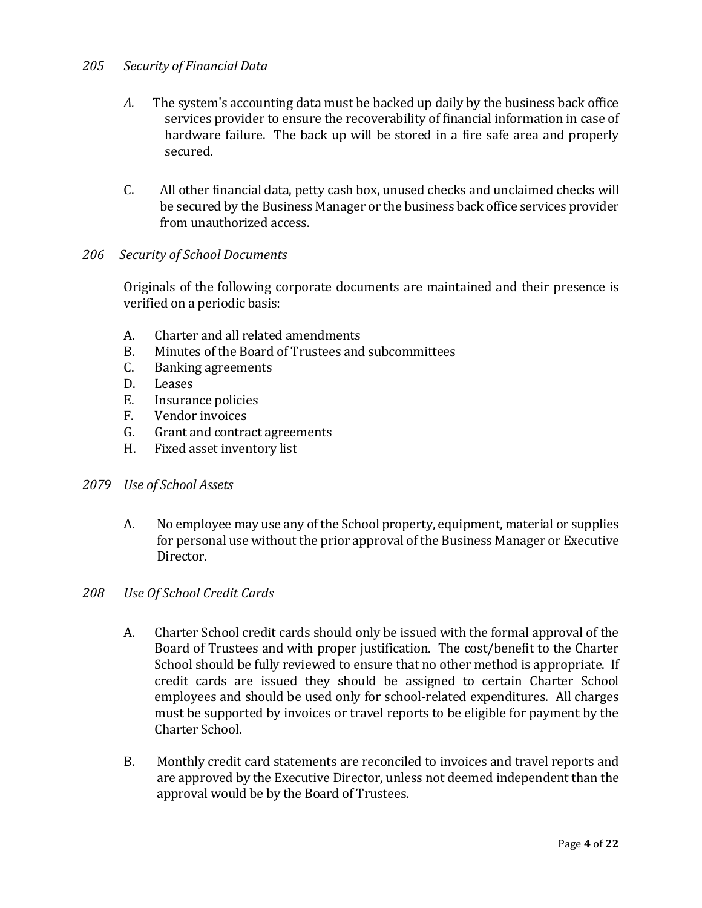### *205 Security of Financial Data*

*A.* The system's accounting data must be backed up daily by the business back office services provider to ensure the recoverability of financial information in case of hardware failure. The back up will be stored in a fire safe area and properly secured.

C. All other financial data, petty cash box, unused checks and unclaimed checks will be secured by the Business Manager or the business back office services provider from unauthorized access.

### *206 Security of School Documents*

Originals of the following corporate documents are maintained and their presence is verified on a periodic basis:

A. Charter and all related amendments
B. Minutes of the Board of Trustees and subcommittees
C. Banking agreements
D. Leases
E. Insurance policies
F. Vendor invoices
G. Grant and contract agreements
H. Fixed asset inventory list

### *2079 Use of School Assets*

A. No employee may use any of the School property, equipment, material or supplies for personal use without the prior approval of the Business Manager or Executive Director.

### *208 Use Of School Credit Cards*

A. Charter School credit cards should only be issued with the formal approval of the Board of Trustees and with proper justification. The cost/benefit to the Charter School should be fully reviewed to ensure that no other method is appropriate. If credit cards are issued they should be assigned to certain Charter School employees and should be used only for school-related expenditures. All charges must be supported by invoices or travel reports to be eligible for payment by the Charter School.

B. Monthly credit card statements are reconciled to invoices and travel reports and are approved by the Executive Director, unless not deemed independent than the approval would be by the Board of Trustees.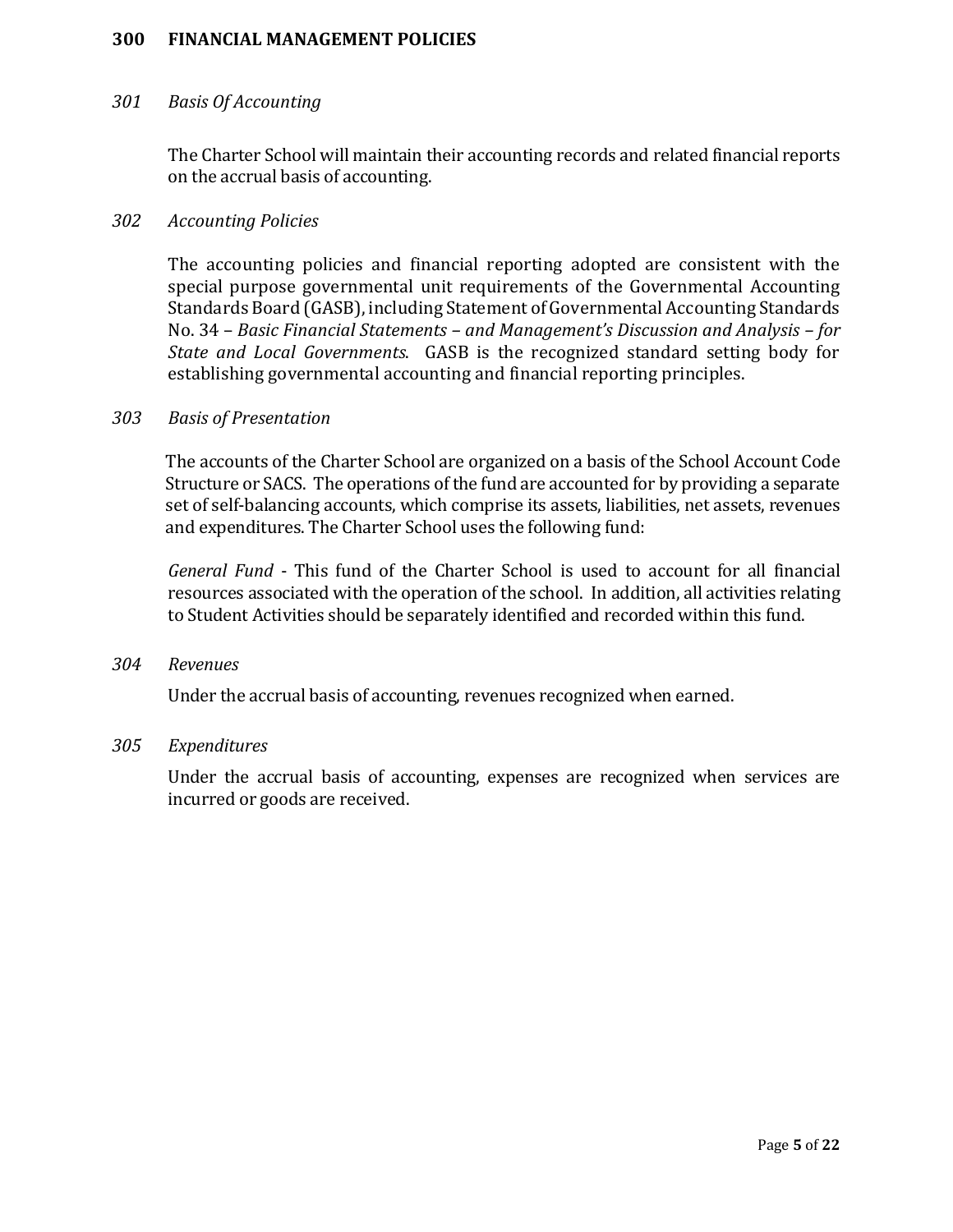## 300 FINANCIAL MANAGEMENT POLICIES

### *301 Basis Of Accounting*

The Charter School will maintain their accounting records and related financial reports on the accrual basis of accounting.

### *302 Accounting Policies*

The accounting policies and financial reporting adopted are consistent with the special purpose governmental unit requirements of the Governmental Accounting Standards Board (GASB), including Statement of Governmental Accounting Standards No. 34 – *Basic Financial Statements – and Management's Discussion and Analysis – for State and Local Governments*. GASB is the recognized standard setting body for establishing governmental accounting and financial reporting principles.

### *303 Basis of Presentation*

The accounts of the Charter School are organized on a basis of the School Account Code Structure or SACS. The operations of the fund are accounted for by providing a separate set of self-balancing accounts, which comprise its assets, liabilities, net assets, revenues and expenditures. The Charter School uses the following fund:

*General Fund* - This fund of the Charter School is used to account for all financial resources associated with the operation of the school. In addition, all activities relating to Student Activities should be separately identified and recorded within this fund.

### *304 Revenues*

Under the accrual basis of accounting, revenues recognized when earned.

### *305 Expenditures*

Under the accrual basis of accounting, expenses are recognized when services are incurred or goods are received.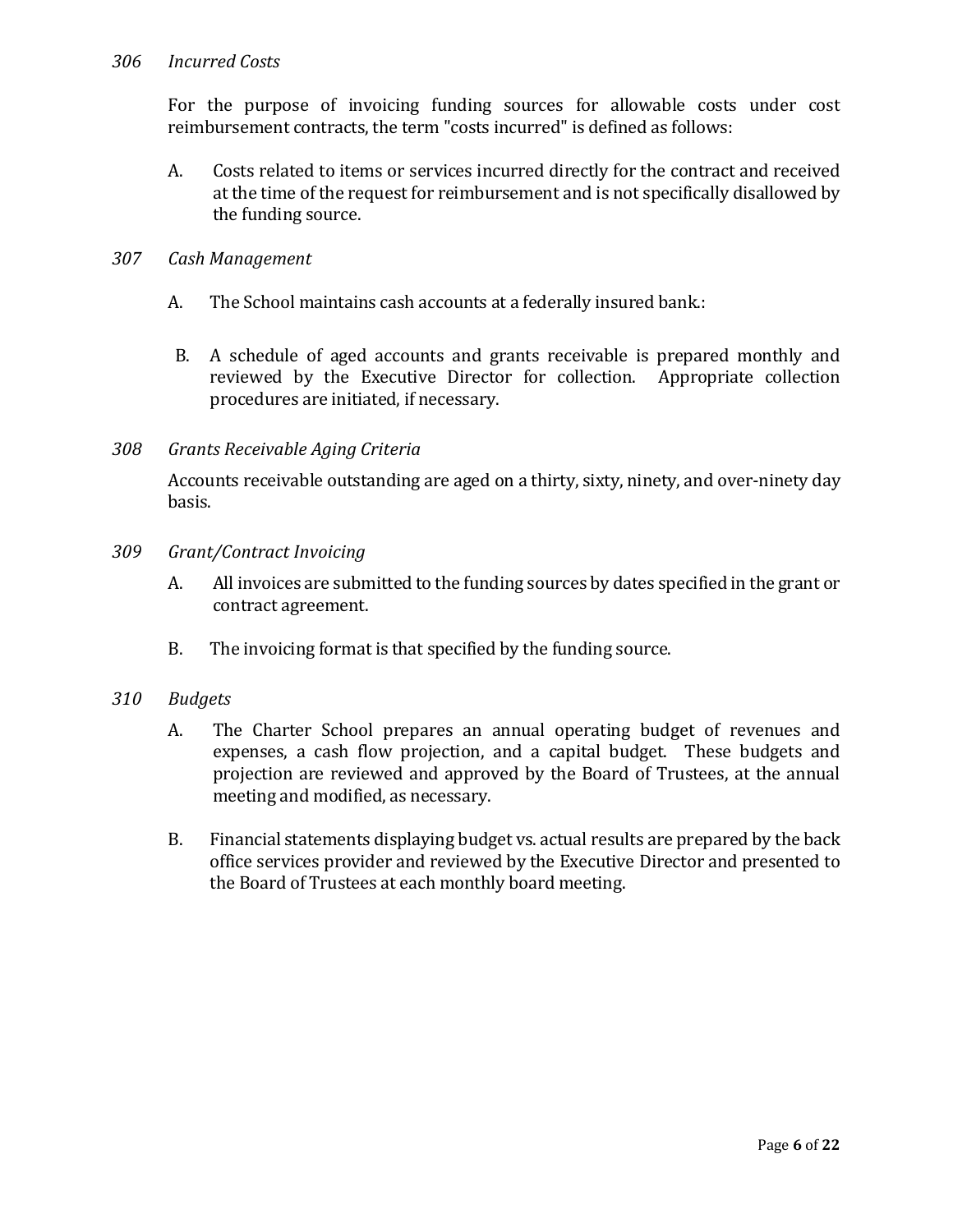*306 Incurred Costs*

For the purpose of invoicing funding sources for allowable costs under cost reimbursement contracts, the term "costs incurred" is defined as follows:

A. Costs related to items or services incurred directly for the contract and received at the time of the request for reimbursement and is not specifically disallowed by the funding source.

*307 Cash Management*

A. The School maintains cash accounts at a federally insured bank.:

B. A schedule of aged accounts and grants receivable is prepared monthly and reviewed by the Executive Director for collection. Appropriate collection procedures are initiated, if necessary.

*308 Grants Receivable Aging Criteria*

Accounts receivable outstanding are aged on a thirty, sixty, ninety, and over-ninety day basis.

*309 Grant/Contract Invoicing*

A. All invoices are submitted to the funding sources by dates specified in the grant or contract agreement.

B. The invoicing format is that specified by the funding source.

*310 Budgets*

A. The Charter School prepares an annual operating budget of revenues and expenses, a cash flow projection, and a capital budget. These budgets and projection are reviewed and approved by the Board of Trustees, at the annual meeting and modified, as necessary.

B. Financial statements displaying budget vs. actual results are prepared by the back office services provider and reviewed by the Executive Director and presented to the Board of Trustees at each monthly board meeting.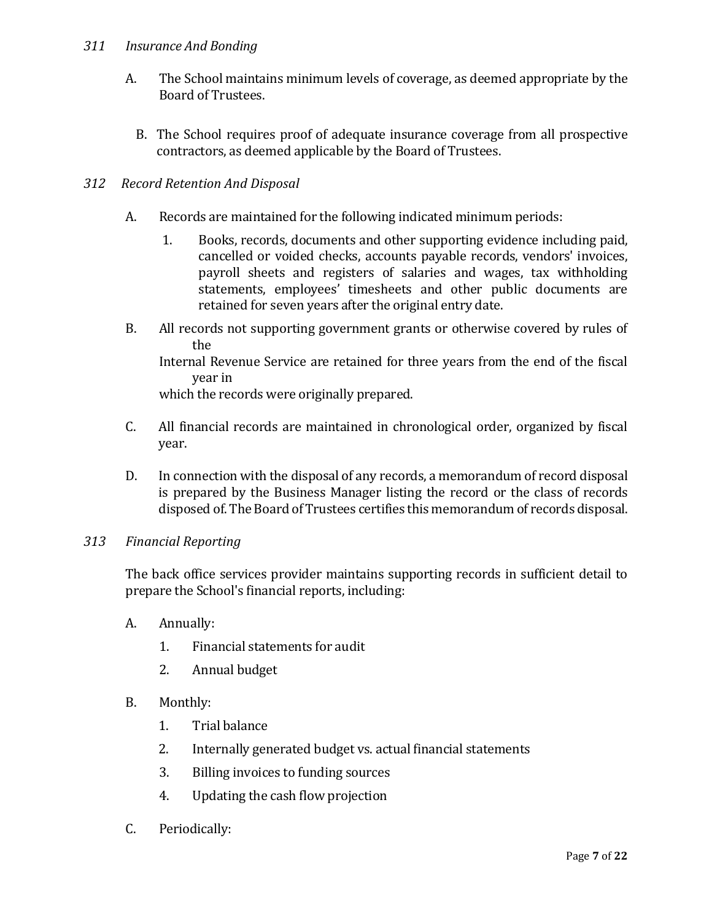### *311 Insurance And Bonding*

A. The School maintains minimum levels of coverage, as deemed appropriate by the Board of Trustees.

B. The School requires proof of adequate insurance coverage from all prospective contractors, as deemed applicable by the Board of Trustees.

### *312 Record Retention And Disposal*

A. Records are maintained for the following indicated minimum periods:

   1. Books, records, documents and other supporting evidence including paid, cancelled or voided checks, accounts payable records, vendors' invoices, payroll sheets and registers of salaries and wages, tax withholding statements, employees' timesheets and other public documents are retained for seven years after the original entry date.

B. All records not supporting government grants or otherwise covered by rules of the Internal Revenue Service are retained for three years from the end of the fiscal year in which the records were originally prepared.

C. All financial records are maintained in chronological order, organized by fiscal year.

D. In connection with the disposal of any records, a memorandum of record disposal is prepared by the Business Manager listing the record or the class of records disposed of. The Board of Trustees certifies this memorandum of records disposal.

### *313 Financial Reporting*

The back office services provider maintains supporting records in sufficient detail to prepare the School's financial reports, including:

A. Annually:

   1. Financial statements for audit
   2. Annual budget

B. Monthly:

   1. Trial balance
   2. Internally generated budget vs. actual financial statements
   3. Billing invoices to funding sources
   4. Updating the cash flow projection

C. Periodically: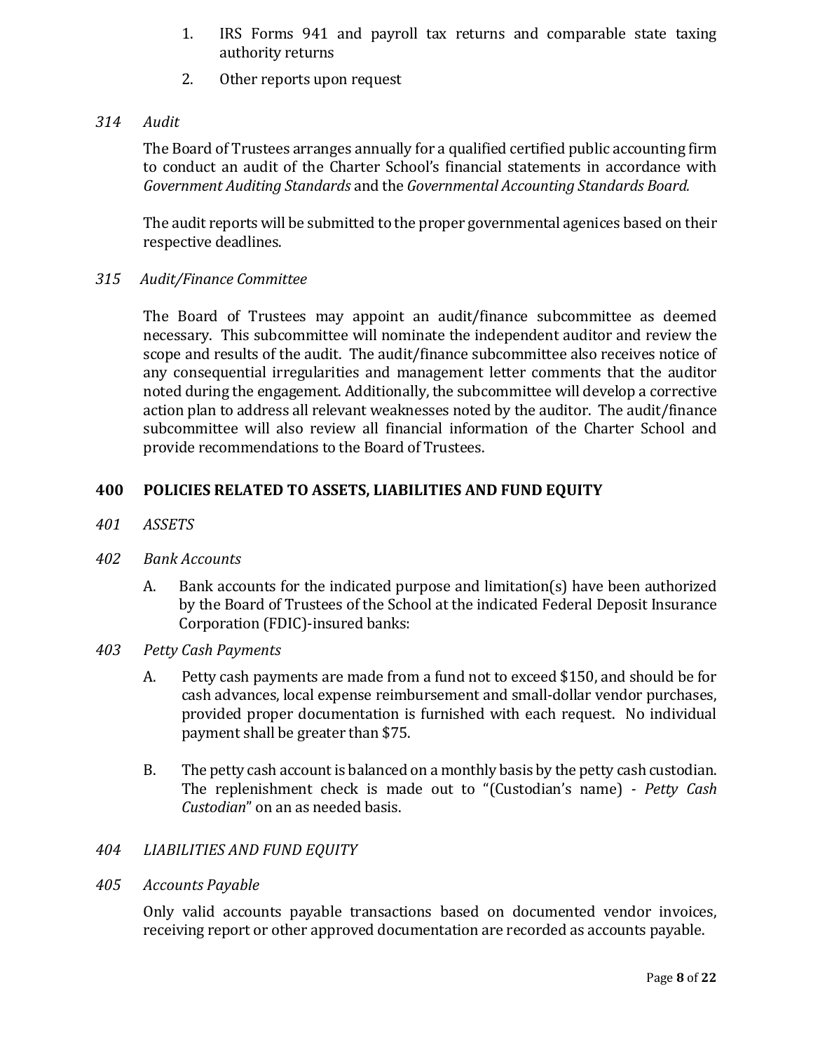1. IRS Forms 941 and payroll tax returns and comparable state taxing authority returns
2. Other reports upon request

*314 Audit*

The Board of Trustees arranges annually for a qualified certified public accounting firm to conduct an audit of the Charter School's financial statements in accordance with *Government Auditing Standards* and the *Governmental Accounting Standards Board.*

The audit reports will be submitted to the proper governmental agenices based on their respective deadlines.

*315 Audit/Finance Committee*

The Board of Trustees may appoint an audit/finance subcommittee as deemed necessary. This subcommittee will nominate the independent auditor and review the scope and results of the audit. The audit/finance subcommittee also receives notice of any consequential irregularities and management letter comments that the auditor noted during the engagement. Additionally, the subcommittee will develop a corrective action plan to address all relevant weaknesses noted by the auditor. The audit/finance subcommittee will also review all financial information of the Charter School and provide recommendations to the Board of Trustees.

## 400 POLICIES RELATED TO ASSETS, LIABILITIES AND FUND EQUITY

*401 ASSETS*

*402 Bank Accounts*

A. Bank accounts for the indicated purpose and limitation(s) have been authorized by the Board of Trustees of the School at the indicated Federal Deposit Insurance Corporation (FDIC)-insured banks:

*403 Petty Cash Payments*

A. Petty cash payments are made from a fund not to exceed $150, and should be for cash advances, local expense reimbursement and small-dollar vendor purchases, provided proper documentation is furnished with each request. No individual payment shall be greater than $75.

B. The petty cash account is balanced on a monthly basis by the petty cash custodian. The replenishment check is made out to "(Custodian's name) - *Petty Cash Custodian*" on an as needed basis.

*404 LIABILITIES AND FUND EQUITY*

*405 Accounts Payable*

Only valid accounts payable transactions based on documented vendor invoices, receiving report or other approved documentation are recorded as accounts payable.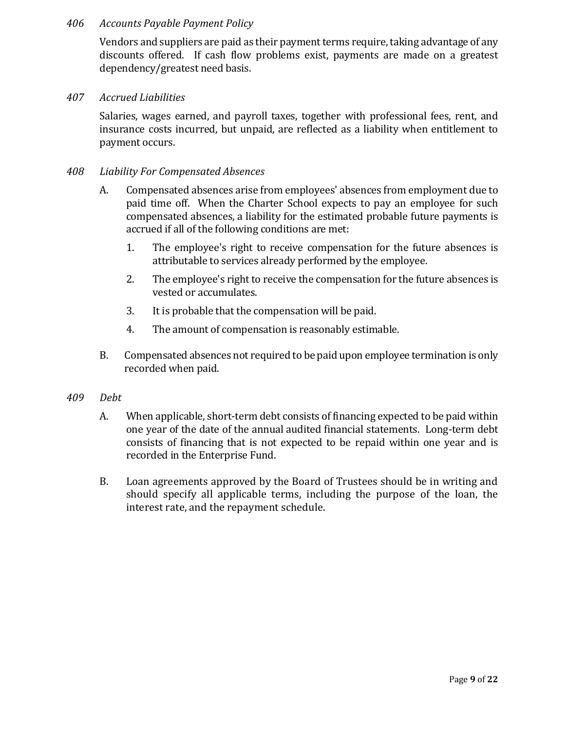### *406 Accounts Payable Payment Policy*

Vendors and suppliers are paid as their payment terms require, taking advantage of any discounts offered. If cash flow problems exist, payments are made on a greatest dependency/greatest need basis.

### *407 Accrued Liabilities*

Salaries, wages earned, and payroll taxes, together with professional fees, rent, and insurance costs incurred, but unpaid, are reflected as a liability when entitlement to payment occurs.

### *408 Liability For Compensated Absences*

A. Compensated absences arise from employees' absences from employment due to paid time off. When the Charter School expects to pay an employee for such compensated absences, a liability for the estimated probable future payments is accrued if all of the following conditions are met:

   1. The employee's right to receive compensation for the future absences is attributable to services already performed by the employee.
   2. The employee's right to receive the compensation for the future absences is vested or accumulates.
   3. It is probable that the compensation will be paid.
   4. The amount of compensation is reasonably estimable.

B. Compensated absences not required to be paid upon employee termination is only recorded when paid.

### *409 Debt*

A. When applicable, short-term debt consists of financing expected to be paid within one year of the date of the annual audited financial statements. Long-term debt consists of financing that is not expected to be repaid within one year and is recorded in the Enterprise Fund.

B. Loan agreements approved by the Board of Trustees should be in writing and should specify all applicable terms, including the purpose of the loan, the interest rate, and the repayment schedule.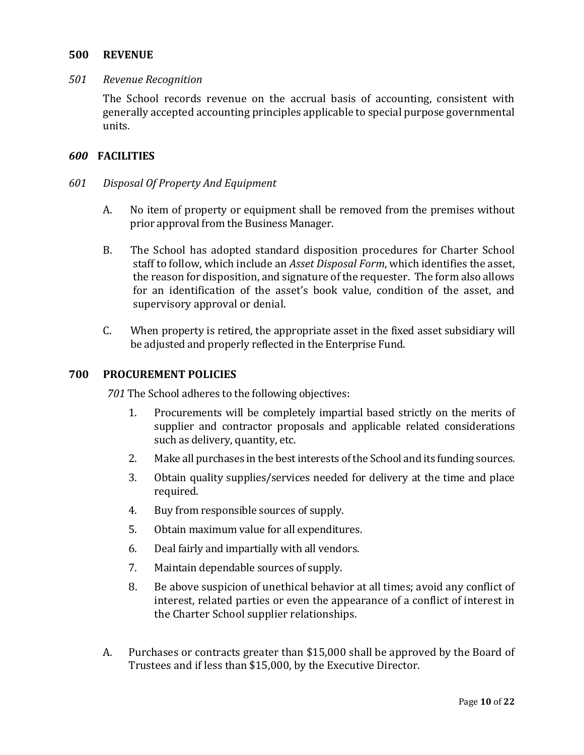## 500 REVENUE

*501 Revenue Recognition*

The School records revenue on the accrual basis of accounting, consistent with generally accepted accounting principles applicable to special purpose governmental units.

## *600* FACILITIES

*601 Disposal Of Property And Equipment*

A. No item of property or equipment shall be removed from the premises without prior approval from the Business Manager.

B. The School has adopted standard disposition procedures for Charter School staff to follow, which include an *Asset Disposal Form*, which identifies the asset, the reason for disposition, and signature of the requester. The form also allows for an identification of the asset's book value, condition of the asset, and supervisory approval or denial.

C. When property is retired, the appropriate asset in the fixed asset subsidiary will be adjusted and properly reflected in the Enterprise Fund.

## 700 PROCUREMENT POLICIES

*701* The School adheres to the following objectives:

1. Procurements will be completely impartial based strictly on the merits of supplier and contractor proposals and applicable related considerations such as delivery, quantity, etc.
2. Make all purchases in the best interests of the School and its funding sources.
3. Obtain quality supplies/services needed for delivery at the time and place required.
4. Buy from responsible sources of supply.
5. Obtain maximum value for all expenditures.
6. Deal fairly and impartially with all vendors.
7. Maintain dependable sources of supply.
8. Be above suspicion of unethical behavior at all times; avoid any conflict of interest, related parties or even the appearance of a conflict of interest in the Charter School supplier relationships.

A. Purchases or contracts greater than $15,000 shall be approved by the Board of Trustees and if less than $15,000, by the Executive Director.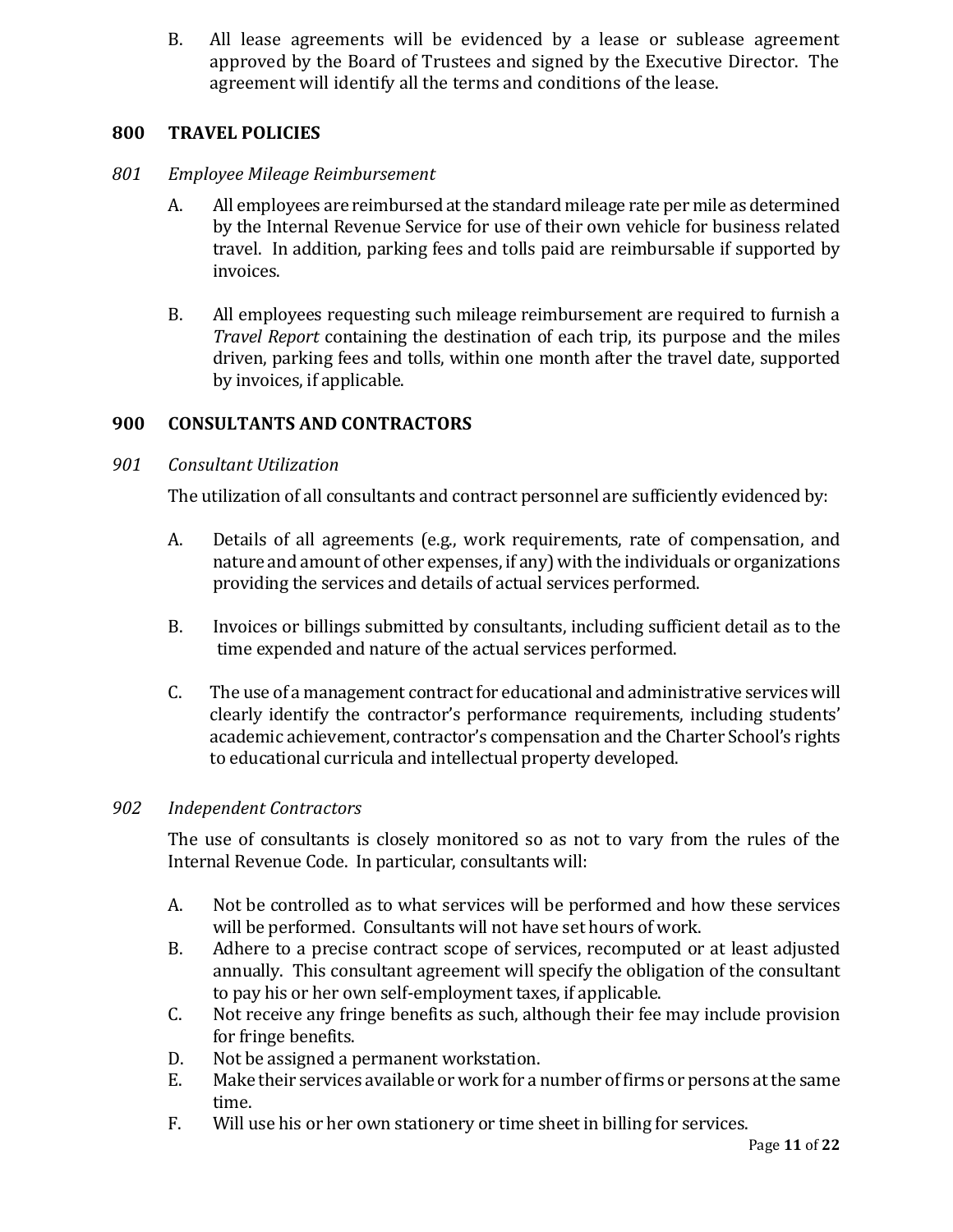B. All lease agreements will be evidenced by a lease or sublease agreement approved by the Board of Trustees and signed by the Executive Director. The agreement will identify all the terms and conditions of the lease.

## 800 TRAVEL POLICIES

### *801 Employee Mileage Reimbursement*

A. All employees are reimbursed at the standard mileage rate per mile as determined by the Internal Revenue Service for use of their own vehicle for business related travel. In addition, parking fees and tolls paid are reimbursable if supported by invoices.

B. All employees requesting such mileage reimbursement are required to furnish a *Travel Report* containing the destination of each trip, its purpose and the miles driven, parking fees and tolls, within one month after the travel date, supported by invoices, if applicable.

## 900 CONSULTANTS AND CONTRACTORS

### *901 Consultant Utilization*

The utilization of all consultants and contract personnel are sufficiently evidenced by:

A. Details of all agreements (e.g., work requirements, rate of compensation, and nature and amount of other expenses, if any) with the individuals or organizations providing the services and details of actual services performed.

B. Invoices or billings submitted by consultants, including sufficient detail as to the time expended and nature of the actual services performed.

C. The use of a management contract for educational and administrative services will clearly identify the contractor's performance requirements, including students' academic achievement, contractor's compensation and the Charter School's rights to educational curricula and intellectual property developed.

### *902 Independent Contractors*

The use of consultants is closely monitored so as not to vary from the rules of the Internal Revenue Code. In particular, consultants will:

A. Not be controlled as to what services will be performed and how these services will be performed. Consultants will not have set hours of work.
B. Adhere to a precise contract scope of services, recomputed or at least adjusted annually. This consultant agreement will specify the obligation of the consultant to pay his or her own self-employment taxes, if applicable.
C. Not receive any fringe benefits as such, although their fee may include provision for fringe benefits.
D. Not be assigned a permanent workstation.
E. Make their services available or work for a number of firms or persons at the same time.
F. Will use his or her own stationery or time sheet in billing for services.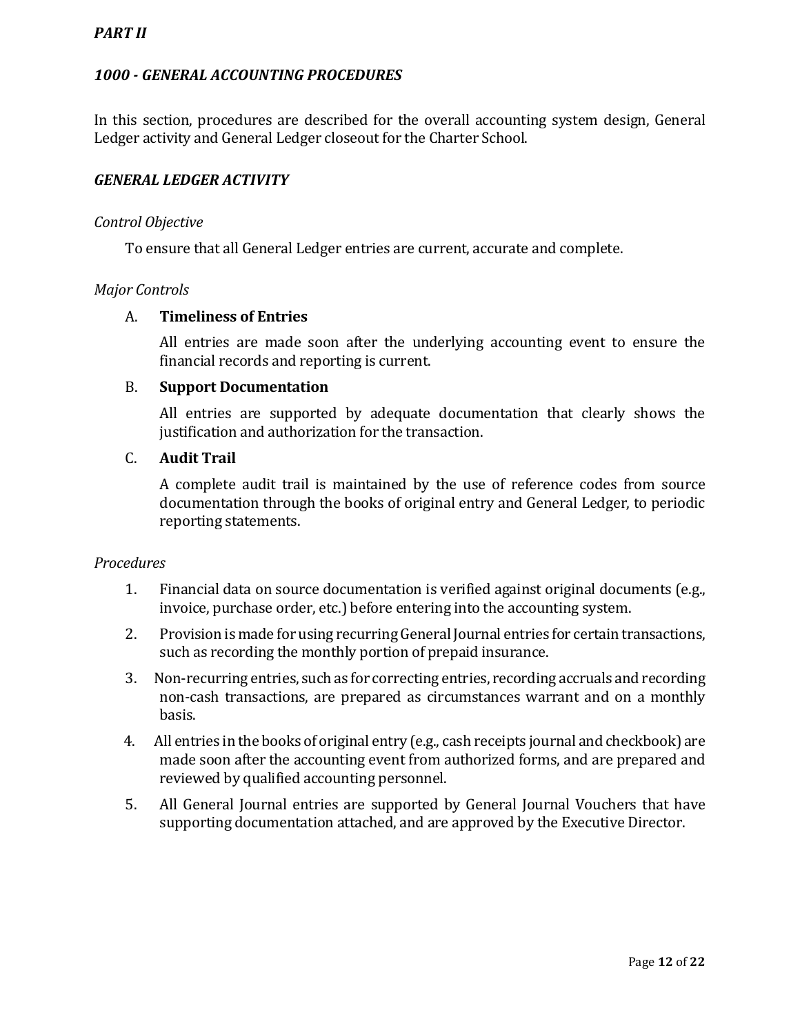## *PART II*

### *1000 - GENERAL ACCOUNTING PROCEDURES*

In this section, procedures are described for the overall accounting system design, General Ledger activity and General Ledger closeout for the Charter School.

### *GENERAL LEDGER ACTIVITY*

*Control Objective*

To ensure that all General Ledger entries are current, accurate and complete.

*Major Controls*

A. **Timeliness of Entries**

All entries are made soon after the underlying accounting event to ensure the financial records and reporting is current.

B. **Support Documentation**

All entries are supported by adequate documentation that clearly shows the justification and authorization for the transaction.

C. **Audit Trail**

A complete audit trail is maintained by the use of reference codes from source documentation through the books of original entry and General Ledger, to periodic reporting statements.

*Procedures*

1. Financial data on source documentation is verified against original documents (e.g., invoice, purchase order, etc.) before entering into the accounting system.
2. Provision is made for using recurring General Journal entries for certain transactions, such as recording the monthly portion of prepaid insurance.
3. Non-recurring entries, such as for correcting entries, recording accruals and recording non-cash transactions, are prepared as circumstances warrant and on a monthly basis.
4. All entries in the books of original entry (e.g., cash receipts journal and checkbook) are made soon after the accounting event from authorized forms, and are prepared and reviewed by qualified accounting personnel.
5. All General Journal entries are supported by General Journal Vouchers that have supporting documentation attached, and are approved by the Executive Director.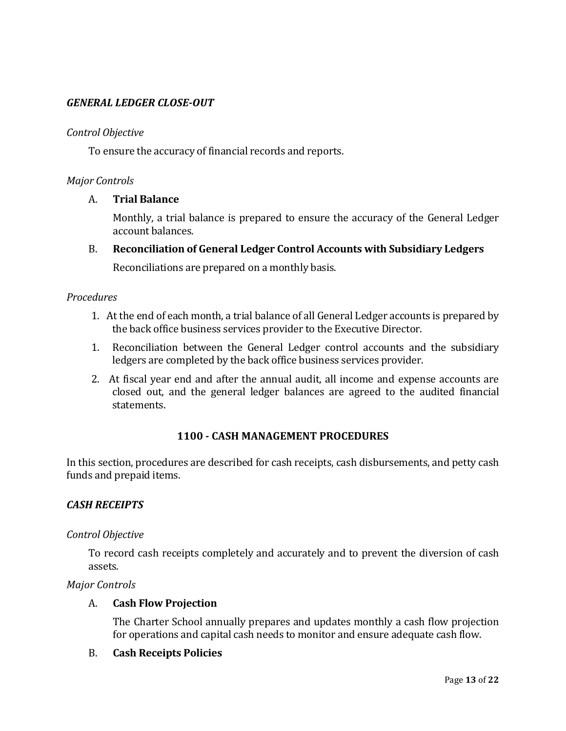***GENERAL LEDGER CLOSE-OUT***

*Control Objective*

To ensure the accuracy of financial records and reports.

*Major Controls*

A. **Trial Balance**

Monthly, a trial balance is prepared to ensure the accuracy of the General Ledger account balances.

B. **Reconciliation of General Ledger Control Accounts with Subsidiary Ledgers**

Reconciliations are prepared on a monthly basis.

*Procedures*

1. At the end of each month, a trial balance of all General Ledger accounts is prepared by the back office business services provider to the Executive Director.
1. Reconciliation between the General Ledger control accounts and the subsidiary ledgers are completed by the back office business services provider.
2. At fiscal year end and after the annual audit, all income and expense accounts are closed out, and the general ledger balances are agreed to the audited financial statements.

## 1100 - CASH MANAGEMENT PROCEDURES

In this section, procedures are described for cash receipts, cash disbursements, and petty cash funds and prepaid items.

***CASH RECEIPTS***

*Control Objective*

To record cash receipts completely and accurately and to prevent the diversion of cash assets.

*Major Controls*

A. **Cash Flow Projection**

The Charter School annually prepares and updates monthly a cash flow projection for operations and capital cash needs to monitor and ensure adequate cash flow.

B. **Cash Receipts Policies**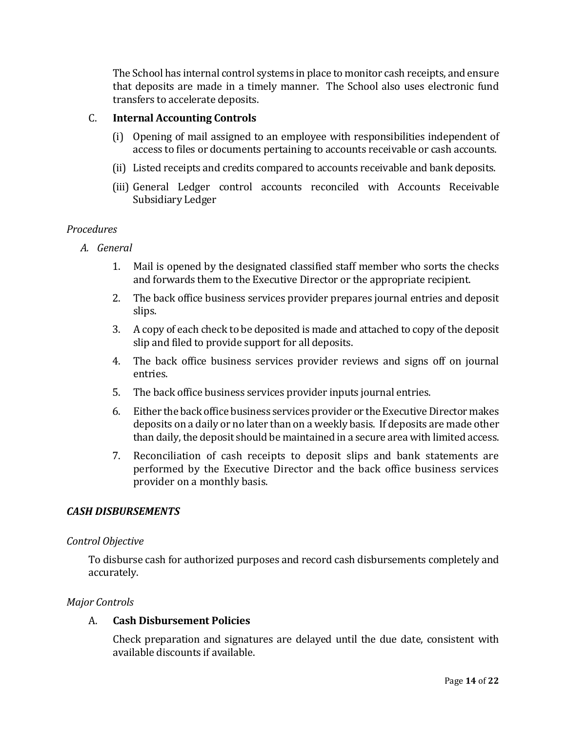The School has internal control systems in place to monitor cash receipts, and ensure that deposits are made in a timely manner. The School also uses electronic fund transfers to accelerate deposits.

C. **Internal Accounting Controls**

(i) Opening of mail assigned to an employee with responsibilities independent of access to files or documents pertaining to accounts receivable or cash accounts.

(ii) Listed receipts and credits compared to accounts receivable and bank deposits.

(iii) General Ledger control accounts reconciled with Accounts Receivable Subsidiary Ledger

*Procedures*

*A. General*

1. Mail is opened by the designated classified staff member who sorts the checks and forwards them to the Executive Director or the appropriate recipient.
2. The back office business services provider prepares journal entries and deposit slips.
3. A copy of each check to be deposited is made and attached to copy of the deposit slip and filed to provide support for all deposits.
4. The back office business services provider reviews and signs off on journal entries.
5. The back office business services provider inputs journal entries.
6. Either the back office business services provider or the Executive Director makes deposits on a daily or no later than on a weekly basis. If deposits are made other than daily, the deposit should be maintained in a secure area with limited access.
7. Reconciliation of cash receipts to deposit slips and bank statements are performed by the Executive Director and the back office business services provider on a monthly basis.

***CASH DISBURSEMENTS***

*Control Objective*

To disburse cash for authorized purposes and record cash disbursements completely and accurately.

*Major Controls*

A. **Cash Disbursement Policies**

Check preparation and signatures are delayed until the due date, consistent with available discounts if available.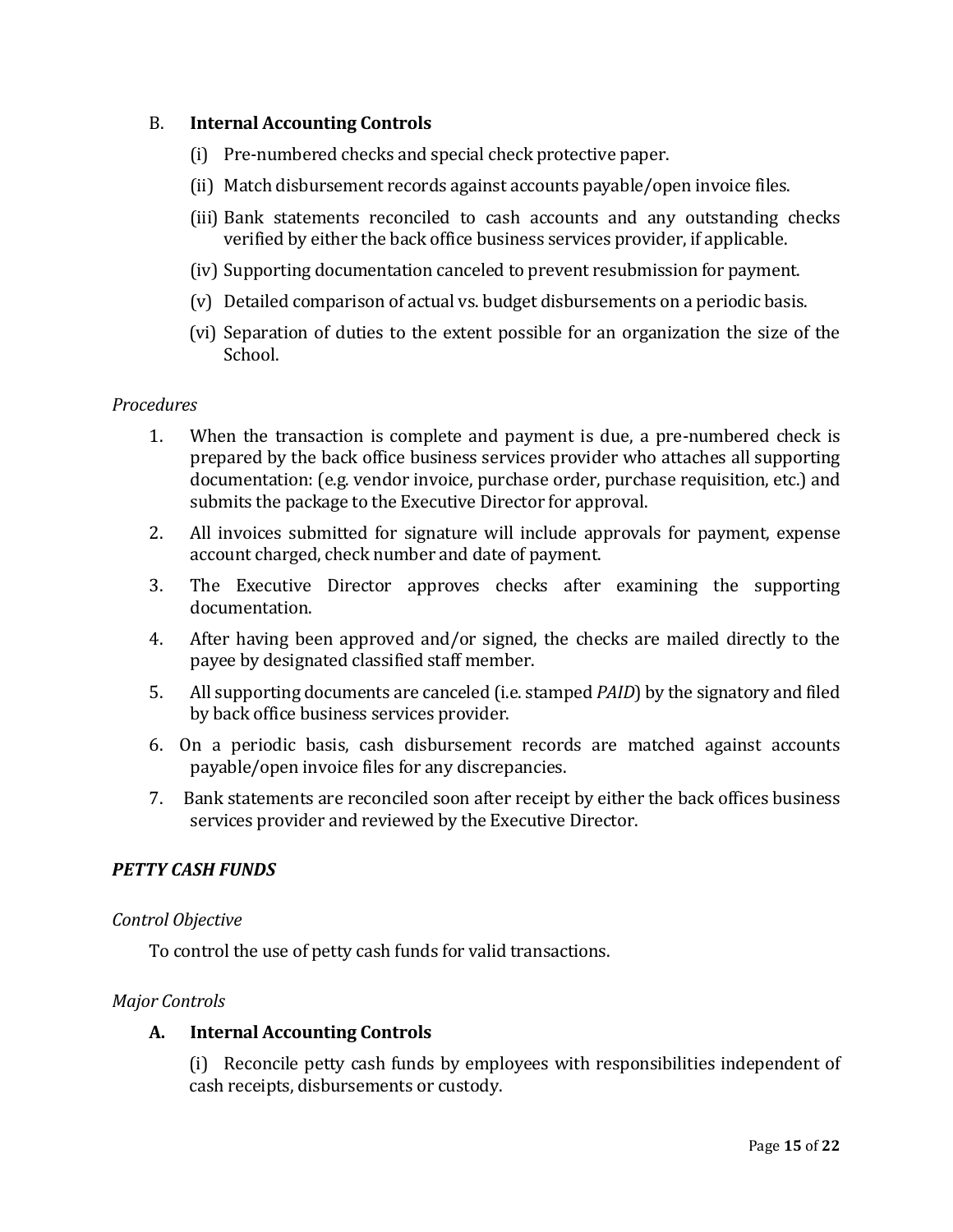B. **Internal Accounting Controls**

(i) Pre-numbered checks and special check protective paper.

(ii) Match disbursement records against accounts payable/open invoice files.

(iii) Bank statements reconciled to cash accounts and any outstanding checks verified by either the back office business services provider, if applicable.

(iv) Supporting documentation canceled to prevent resubmission for payment.

(v) Detailed comparison of actual vs. budget disbursements on a periodic basis.

(vi) Separation of duties to the extent possible for an organization the size of the School.

*Procedures*

1. When the transaction is complete and payment is due, a pre-numbered check is prepared by the back office business services provider who attaches all supporting documentation: (e.g. vendor invoice, purchase order, purchase requisition, etc.) and submits the package to the Executive Director for approval.
2. All invoices submitted for signature will include approvals for payment, expense account charged, check number and date of payment.
3. The Executive Director approves checks after examining the supporting documentation.
4. After having been approved and/or signed, the checks are mailed directly to the payee by designated classified staff member.
5. All supporting documents are canceled (i.e. stamped *PAID*) by the signatory and filed by back office business services provider.
6. On a periodic basis, cash disbursement records are matched against accounts payable/open invoice files for any discrepancies.
7. Bank statements are reconciled soon after receipt by either the back offices business services provider and reviewed by the Executive Director.

***PETTY CASH FUNDS***

*Control Objective*

To control the use of petty cash funds for valid transactions.

*Major Controls*

**A. Internal Accounting Controls**

(i) Reconcile petty cash funds by employees with responsibilities independent of cash receipts, disbursements or custody.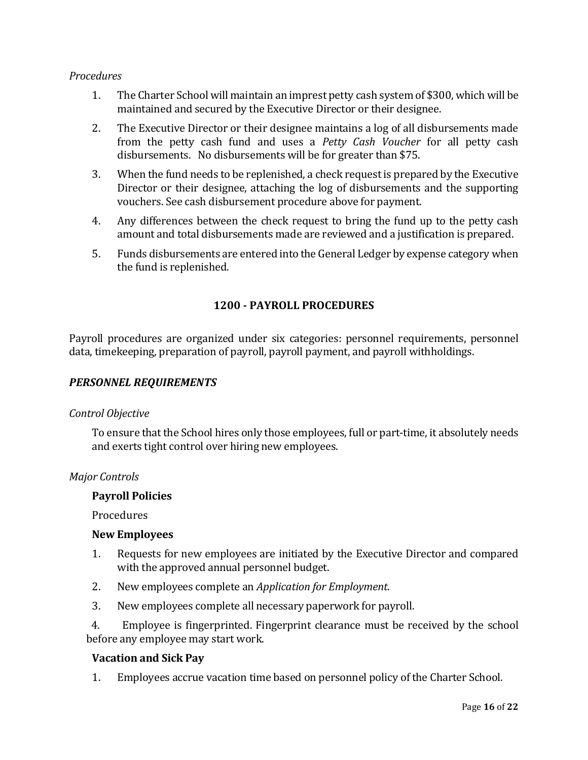*Procedures*

1. The Charter School will maintain an imprest petty cash system of $300, which will be maintained and secured by the Executive Director or their designee.
2. The Executive Director or their designee maintains a log of all disbursements made from the petty cash fund and uses a *Petty Cash Voucher* for all petty cash disbursements. No disbursements will be for greater than $75.
3. When the fund needs to be replenished, a check request is prepared by the Executive Director or their designee, attaching the log of disbursements and the supporting vouchers. See cash disbursement procedure above for payment.
4. Any differences between the check request to bring the fund up to the petty cash amount and total disbursements made are reviewed and a justification is prepared.
5. Funds disbursements are entered into the General Ledger by expense category when the fund is replenished.

## 1200 - PAYROLL PROCEDURES

Payroll procedures are organized under six categories: personnel requirements, personnel data, timekeeping, preparation of payroll, payroll payment, and payroll withholdings.

### *PERSONNEL REQUIREMENTS*

*Control Objective*

To ensure that the School hires only those employees, full or part-time, it absolutely needs and exerts tight control over hiring new employees.

*Major Controls*

**Payroll Policies**

Procedures

**New Employees**

1. Requests for new employees are initiated by the Executive Director and compared with the approved annual personnel budget.
2. New employees complete an *Application for Employment*.
3. New employees complete all necessary paperwork for payroll.
4. Employee is fingerprinted. Fingerprint clearance must be received by the school before any employee may start work.

**Vacation and Sick Pay**

1. Employees accrue vacation time based on personnel policy of the Charter School.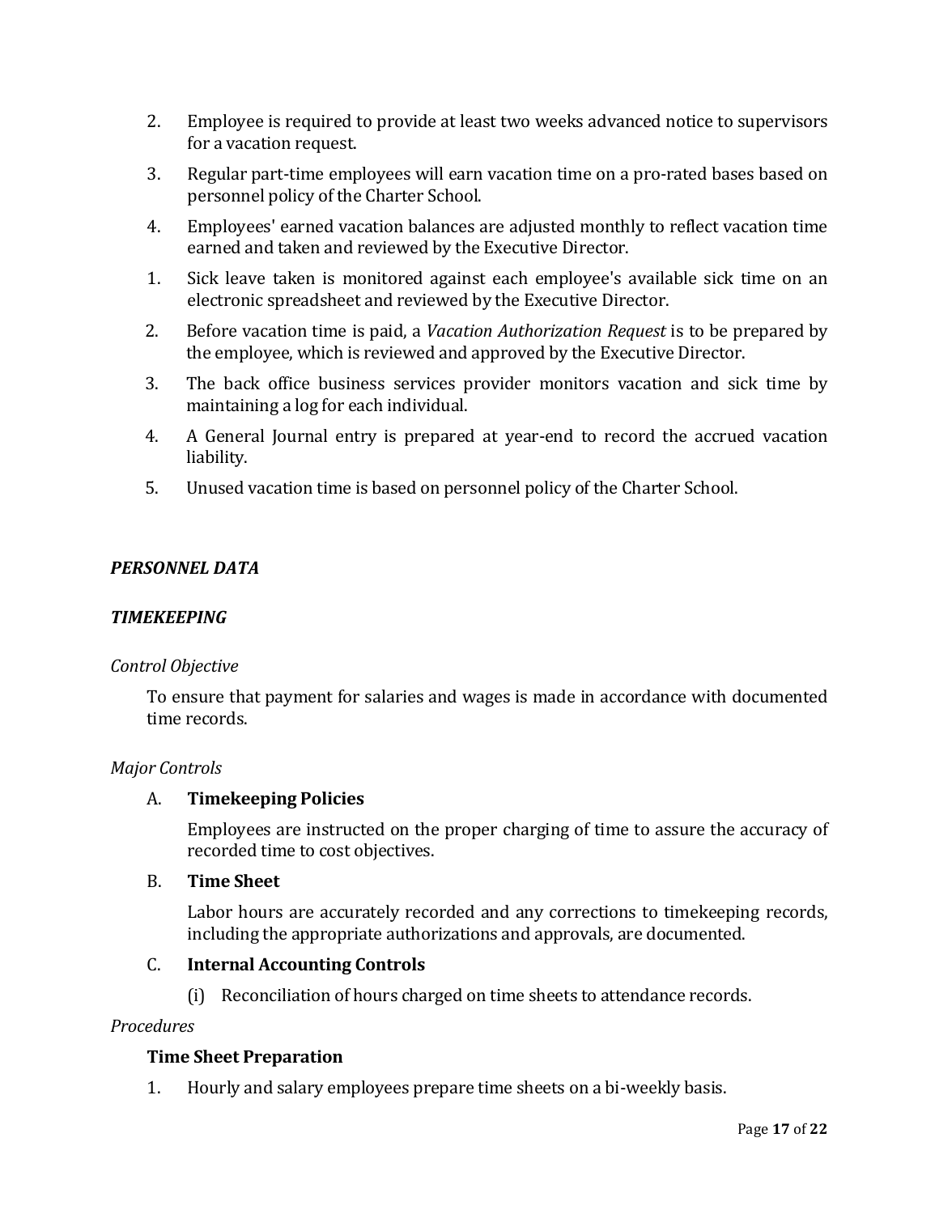2. Employee is required to provide at least two weeks advanced notice to supervisors for a vacation request.
3. Regular part-time employees will earn vacation time on a pro-rated bases based on personnel policy of the Charter School.
4. Employees' earned vacation balances are adjusted monthly to reflect vacation time earned and taken and reviewed by the Executive Director.

1. Sick leave taken is monitored against each employee's available sick time on an electronic spreadsheet and reviewed by the Executive Director.
2. Before vacation time is paid, a *Vacation Authorization Request* is to be prepared by the employee, which is reviewed and approved by the Executive Director.
3. The back office business services provider monitors vacation and sick time by maintaining a log for each individual.
4. A General Journal entry is prepared at year-end to record the accrued vacation liability.
5. Unused vacation time is based on personnel policy of the Charter School.

***PERSONNEL DATA***

***TIMEKEEPING***

*Control Objective*

To ensure that payment for salaries and wages is made in accordance with documented time records.

*Major Controls*

A. **Timekeeping Policies**

   Employees are instructed on the proper charging of time to assure the accuracy of recorded time to cost objectives.

B. **Time Sheet**

   Labor hours are accurately recorded and any corrections to timekeeping records, including the appropriate authorizations and approvals, are documented.

C. **Internal Accounting Controls**

   (i) Reconciliation of hours charged on time sheets to attendance records.

*Procedures*

**Time Sheet Preparation**

1. Hourly and salary employees prepare time sheets on a bi-weekly basis.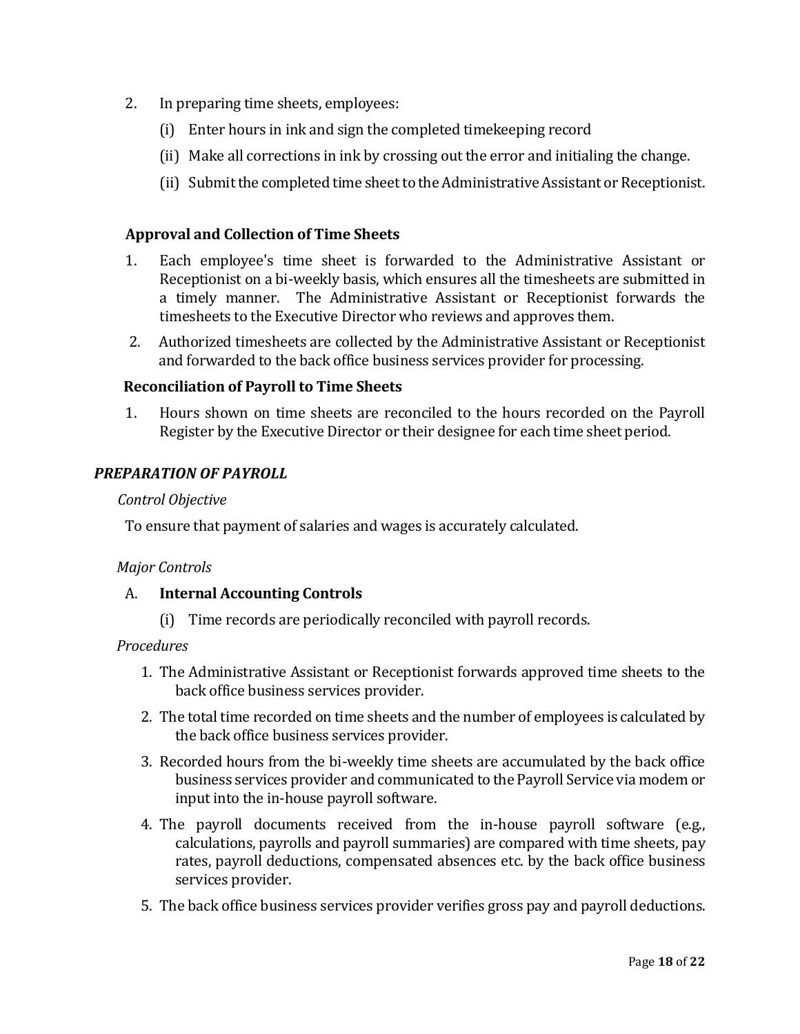2. In preparing time sheets, employees:
   (i) Enter hours in ink and sign the completed timekeeping record
   (ii) Make all corrections in ink by crossing out the error and initialing the change.
   (ii) Submit the completed time sheet to the Administrative Assistant or Receptionist.

**Approval and Collection of Time Sheets**

1. Each employee's time sheet is forwarded to the Administrative Assistant or Receptionist on a bi-weekly basis, which ensures all the timesheets are submitted in a timely manner. The Administrative Assistant or Receptionist forwards the timesheets to the Executive Director who reviews and approves them.
2. Authorized timesheets are collected by the Administrative Assistant or Receptionist and forwarded to the back office business services provider for processing.

**Reconciliation of Payroll to Time Sheets**

1. Hours shown on time sheets are reconciled to the hours recorded on the Payroll Register by the Executive Director or their designee for each time sheet period.

### *PREPARATION OF PAYROLL*

*Control Objective*

To ensure that payment of salaries and wages is accurately calculated.

*Major Controls*

A. **Internal Accounting Controls**
   (i) Time records are periodically reconciled with payroll records.

*Procedures*

1. The Administrative Assistant or Receptionist forwards approved time sheets to the back office business services provider.
2. The total time recorded on time sheets and the number of employees is calculated by the back office business services provider.
3. Recorded hours from the bi-weekly time sheets are accumulated by the back office business services provider and communicated to the Payroll Service via modem or input into the in-house payroll software.
4. The payroll documents received from the in-house payroll software (e.g., calculations, payrolls and payroll summaries) are compared with time sheets, pay rates, payroll deductions, compensated absences etc. by the back office business services provider.
5. The back office business services provider verifies gross pay and payroll deductions.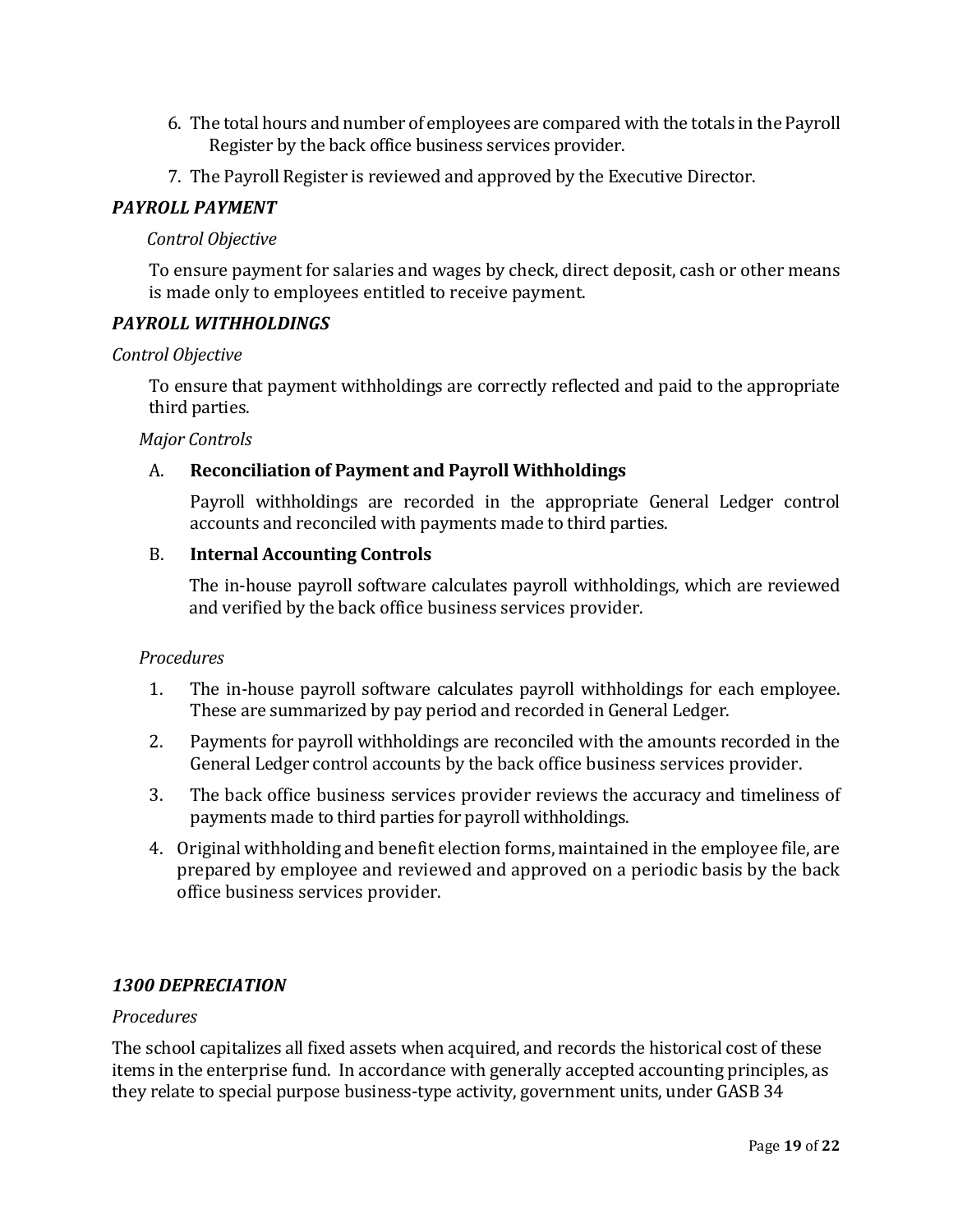6. The total hours and number of employees are compared with the totals in the Payroll Register by the back office business services provider.
7. The Payroll Register is reviewed and approved by the Executive Director.

### *PAYROLL PAYMENT*

*Control Objective*

To ensure payment for salaries and wages by check, direct deposit, cash or other means is made only to employees entitled to receive payment.

### *PAYROLL WITHHOLDINGS*

*Control Objective*

To ensure that payment withholdings are correctly reflected and paid to the appropriate third parties.

*Major Controls*

A. **Reconciliation of Payment and Payroll Withholdings**

Payroll withholdings are recorded in the appropriate General Ledger control accounts and reconciled with payments made to third parties.

B. **Internal Accounting Controls**

The in-house payroll software calculates payroll withholdings, which are reviewed and verified by the back office business services provider.

*Procedures*

1. The in-house payroll software calculates payroll withholdings for each employee. These are summarized by pay period and recorded in General Ledger.
2. Payments for payroll withholdings are reconciled with the amounts recorded in the General Ledger control accounts by the back office business services provider.
3. The back office business services provider reviews the accuracy and timeliness of payments made to third parties for payroll withholdings.
4. Original withholding and benefit election forms, maintained in the employee file, are prepared by employee and reviewed and approved on a periodic basis by the back office business services provider.

### *1300 DEPRECIATION*

*Procedures*

The school capitalizes all fixed assets when acquired, and records the historical cost of these items in the enterprise fund. In accordance with generally accepted accounting principles, as they relate to special purpose business-type activity, government units, under GASB 34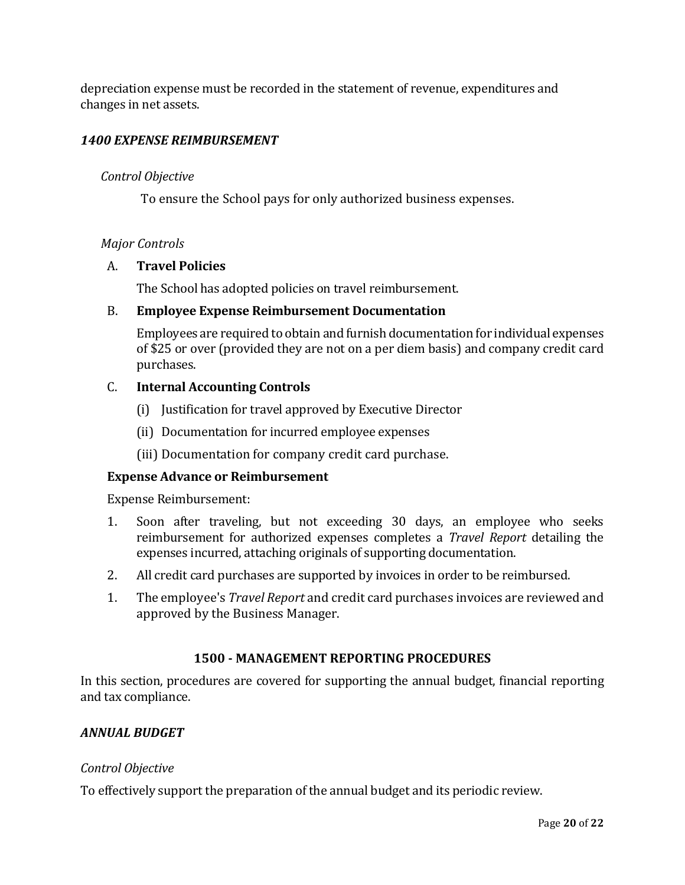depreciation expense must be recorded in the statement of revenue, expenditures and changes in net assets.

### *1400 EXPENSE REIMBURSEMENT*

*Control Objective*

To ensure the School pays for only authorized business expenses.

*Major Controls*

A. **Travel Policies**

The School has adopted policies on travel reimbursement.

B. **Employee Expense Reimbursement Documentation**

Employees are required to obtain and furnish documentation for individual expenses of $25 or over (provided they are not on a per diem basis) and company credit card purchases.

C. **Internal Accounting Controls**

(i) Justification for travel approved by Executive Director

(ii) Documentation for incurred employee expenses

(iii) Documentation for company credit card purchase.

**Expense Advance or Reimbursement**

Expense Reimbursement:

1. Soon after traveling, but not exceeding 30 days, an employee who seeks reimbursement for authorized expenses completes a *Travel Report* detailing the expenses incurred, attaching originals of supporting documentation.
2. All credit card purchases are supported by invoices in order to be reimbursed.

1. The employee's *Travel Report* and credit card purchases invoices are reviewed and approved by the Business Manager.

## 1500 - MANAGEMENT REPORTING PROCEDURES

In this section, procedures are covered for supporting the annual budget, financial reporting and tax compliance.

### *ANNUAL BUDGET*

*Control Objective*

To effectively support the preparation of the annual budget and its periodic review.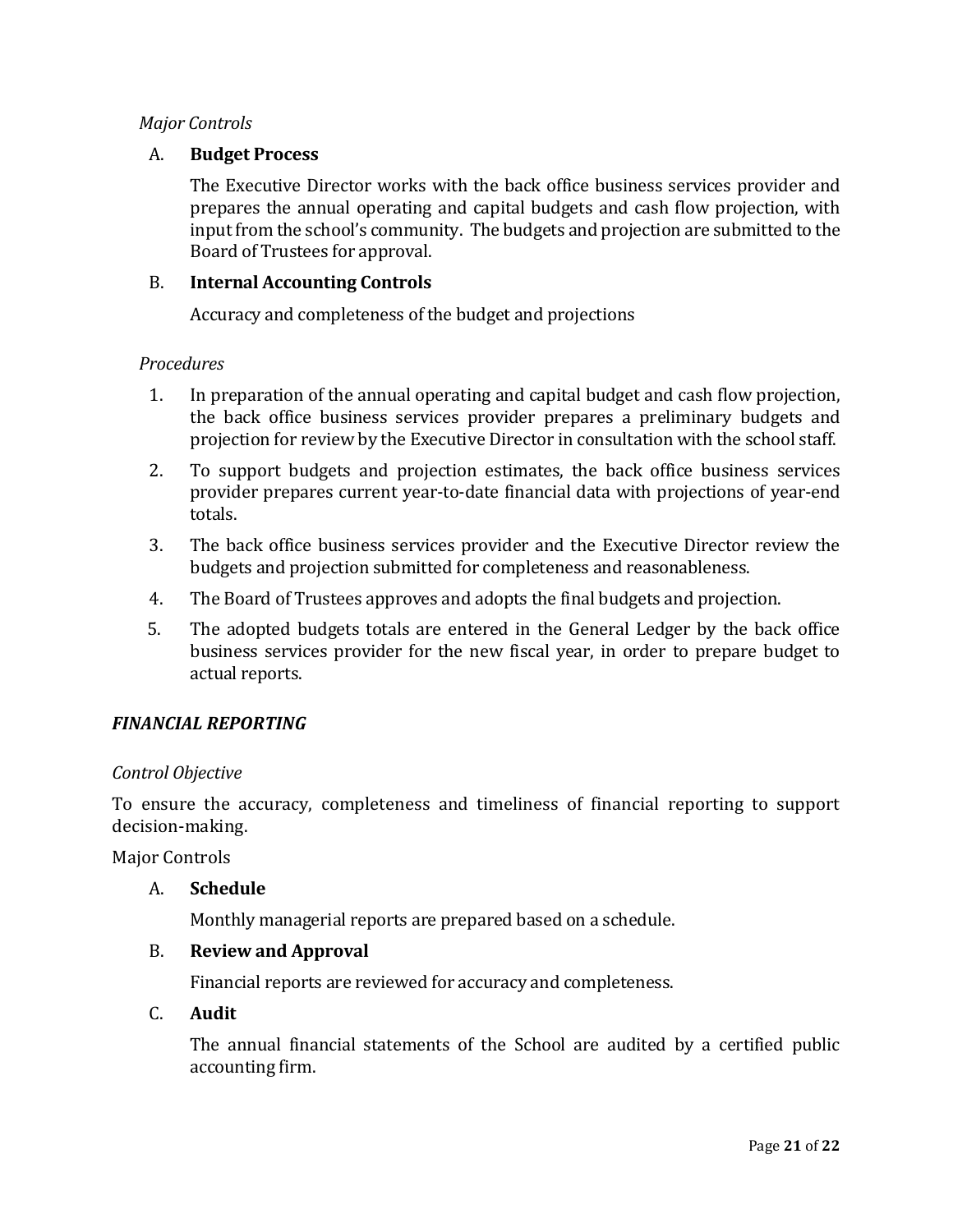*Major Controls*

A. **Budget Process**

The Executive Director works with the back office business services provider and prepares the annual operating and capital budgets and cash flow projection, with input from the school's community. The budgets and projection are submitted to the Board of Trustees for approval.

B. **Internal Accounting Controls**

Accuracy and completeness of the budget and projections

*Procedures*

1. In preparation of the annual operating and capital budget and cash flow projection, the back office business services provider prepares a preliminary budgets and projection for review by the Executive Director in consultation with the school staff.
2. To support budgets and projection estimates, the back office business services provider prepares current year-to-date financial data with projections of year-end totals.
3. The back office business services provider and the Executive Director review the budgets and projection submitted for completeness and reasonableness.
4. The Board of Trustees approves and adopts the final budgets and projection.
5. The adopted budgets totals are entered in the General Ledger by the back office business services provider for the new fiscal year, in order to prepare budget to actual reports.

### *FINANCIAL REPORTING*

*Control Objective*

To ensure the accuracy, completeness and timeliness of financial reporting to support decision-making.

Major Controls

A. **Schedule**

Monthly managerial reports are prepared based on a schedule.

B. **Review and Approval**

Financial reports are reviewed for accuracy and completeness.

C. **Audit**

The annual financial statements of the School are audited by a certified public accounting firm.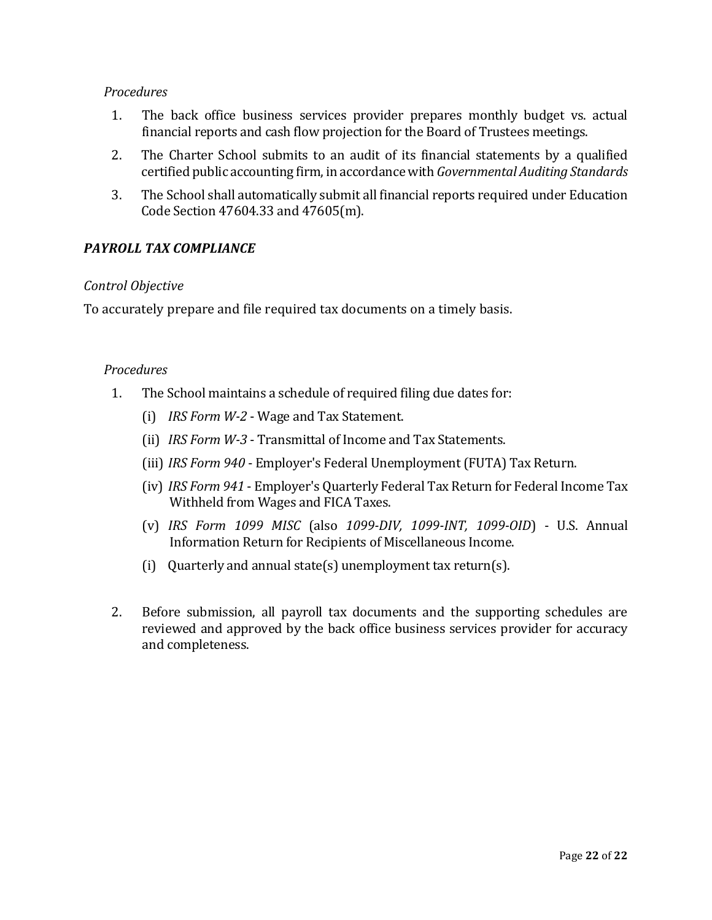*Procedures*

1. The back office business services provider prepares monthly budget vs. actual financial reports and cash flow projection for the Board of Trustees meetings.
2. The Charter School submits to an audit of its financial statements by a qualified certified public accounting firm, in accordance with *Governmental Auditing Standards*
3. The School shall automatically submit all financial reports required under Education Code Section 47604.33 and 47605(m).

### *PAYROLL TAX COMPLIANCE*

*Control Objective*

To accurately prepare and file required tax documents on a timely basis.

*Procedures*

1. The School maintains a schedule of required filing due dates for:
   - (i) *IRS Form W-2* - Wage and Tax Statement.
   - (ii) *IRS Form W-3* - Transmittal of Income and Tax Statements.
   - (iii) *IRS Form 940* - Employer's Federal Unemployment (FUTA) Tax Return.
   - (iv) *IRS Form 941* - Employer's Quarterly Federal Tax Return for Federal Income Tax Withheld from Wages and FICA Taxes.
   - (v) *IRS Form 1099 MISC* (also *1099-DIV, 1099-INT, 1099-OID*) - U.S. Annual Information Return for Recipients of Miscellaneous Income.
   - (i) Quarterly and annual state(s) unemployment tax return(s).

2. Before submission, all payroll tax documents and the supporting schedules are reviewed and approved by the back office business services provider for accuracy and completeness.